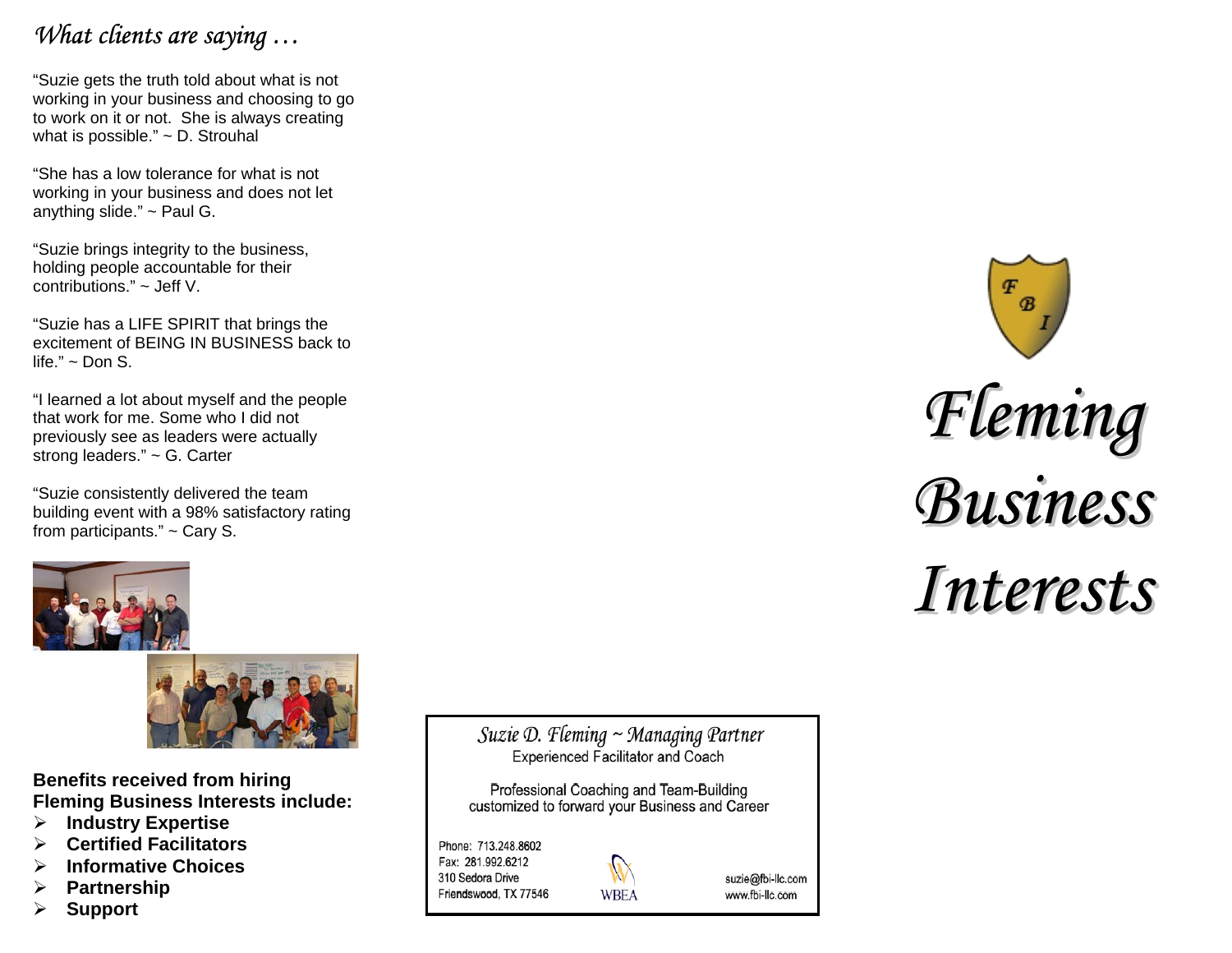## *What clients are saying …*

"Suzie gets the truth told about what is not working in your business and choosing to go to work on it or not. She is always creating what is possible." ~ D. Strouhal

"She has a low tolerance for what is not working in your business and does not let anything slide." ~ Paul G.

"Suzie brings integrity to the business, holding people accountable for their contributions." ~ Jeff V.

"Suzie has a LIFE SPIRIT that brings the excitement of BEING IN BUSINESS back to life." ~ Don S.

"I learned a lot about myself and the people that work for me. Some who I did not previously see as leaders were actually strong leaders." ~ G. Carter

"Suzie consistently delivered the team building event with a 98% satisfactory rating from participants." ~ Cary S.

**Benefits received from hiring Fleming Business Interests include:**

- **Industry Expertise**
- **Certified Facilitators**
- **Informative Choices**
- **Partnership**
- **Support**

*Suzie D. Fleming ~ Managing Partner*
Experienced Facilitator and Coach

Professional Coaching and Team-Building customized to forward your Business and Career

Phone: 713.248.8602
Fax: 281.992.6212
310 Sedora Drive
Friendswood, TX 77546

WBEA

suzie@fbi-llc.com
www.fbi-llc.com

FBI

# *Fleming Business Interests*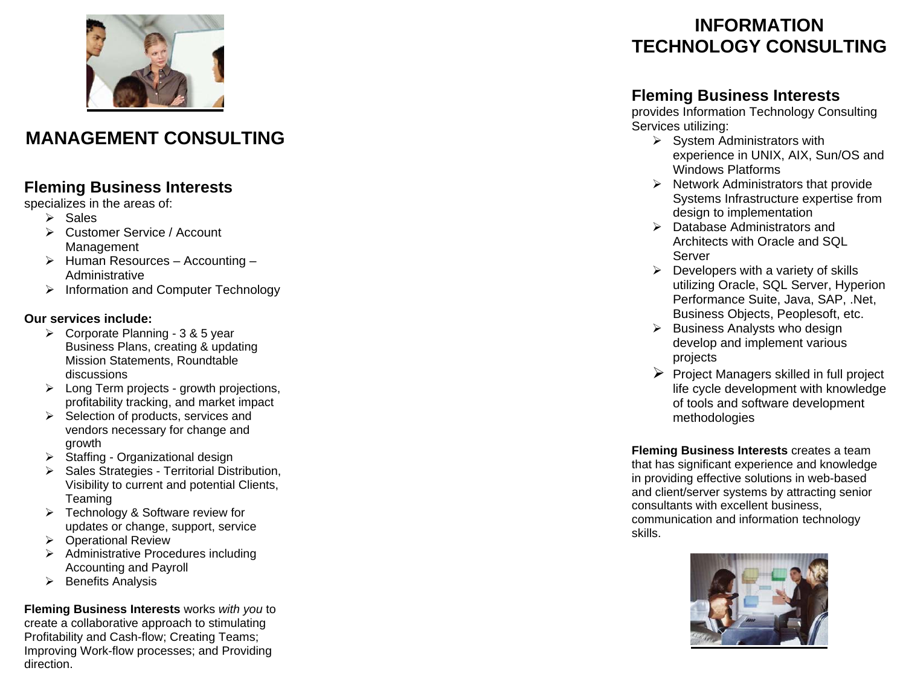## MANAGEMENT CONSULTING

### Fleming Business Interests

specializes in the areas of:

- Sales
- Customer Service / Account Management
- Human Resources – Accounting – Administrative
- Information and Computer Technology

**Our services include:**

- Corporate Planning - 3 & 5 year Business Plans, creating & updating Mission Statements, Roundtable discussions
- Long Term projects - growth projections, profitability tracking, and market impact
- Selection of products, services and vendors necessary for change and growth
- Staffing - Organizational design
- Sales Strategies - Territorial Distribution, Visibility to current and potential Clients, Teaming
- Technology & Software review for updates or change, support, service
- Operational Review
- Administrative Procedures including Accounting and Payroll
- Benefits Analysis

**Fleming Business Interests** works *with you* to create a collaborative approach to stimulating Profitability and Cash-flow; Creating Teams; Improving Work-flow processes; and Providing direction.

## INFORMATION TECHNOLOGY CONSULTING

### Fleming Business Interests

provides Information Technology Consulting Services utilizing:

- System Administrators with experience in UNIX, AIX, Sun/OS and Windows Platforms
- Network Administrators that provide Systems Infrastructure expertise from design to implementation
- Database Administrators and Architects with Oracle and SQL Server
- Developers with a variety of skills utilizing Oracle, SQL Server, Hyperion Performance Suite, Java, SAP, .Net, Business Objects, Peoplesoft, etc.
- Business Analysts who design develop and implement various projects
- Project Managers skilled in full project life cycle development with knowledge of tools and software development methodologies

**Fleming Business Interests** creates a team that has significant experience and knowledge in providing effective solutions in web-based and client/server systems by attracting senior consultants with excellent business, communication and information technology skills.